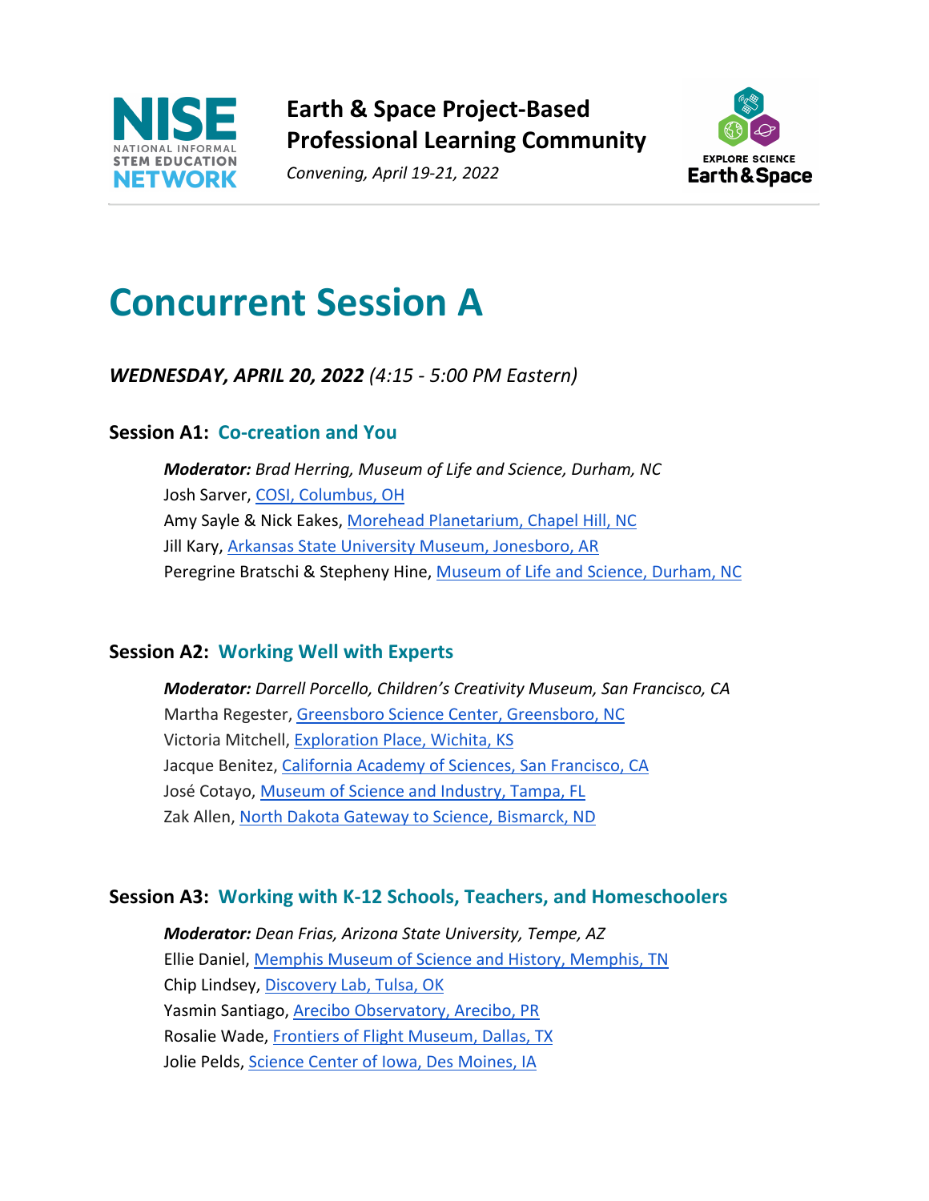**Earth & Space Project-Based Professional Learning Community**

*Convening, April 19-21, 2022*

# Concurrent Session A

***WEDNESDAY, APRIL 20, 2022*** *(4:15 - 5:00 PM Eastern)*

### Session A1: Co-creation and You

***Moderator:*** *Brad Herring, Museum of Life and Science, Durham, NC*
Josh Sarver, COSI, Columbus, OH
Amy Sayle & Nick Eakes, Morehead Planetarium, Chapel Hill, NC
Jill Kary, Arkansas State University Museum, Jonesboro, AR
Peregrine Bratschi & Stepheny Hine, Museum of Life and Science, Durham, NC

### Session A2: Working Well with Experts

***Moderator:*** *Darrell Porcello, Children's Creativity Museum, San Francisco, CA*
Martha Regester, Greensboro Science Center, Greensboro, NC
Victoria Mitchell, Exploration Place, Wichita, KS
Jacque Benitez, California Academy of Sciences, San Francisco, CA
José Cotayo, Museum of Science and Industry, Tampa, FL
Zak Allen, North Dakota Gateway to Science, Bismarck, ND

### Session A3: Working with K-12 Schools, Teachers, and Homeschoolers

***Moderator:*** *Dean Frias, Arizona State University, Tempe, AZ*
Ellie Daniel, Memphis Museum of Science and History, Memphis, TN
Chip Lindsey, Discovery Lab, Tulsa, OK
Yasmin Santiago, Arecibo Observatory, Arecibo, PR
Rosalie Wade, Frontiers of Flight Museum, Dallas, TX
Jolie Pelds, Science Center of Iowa, Des Moines, IA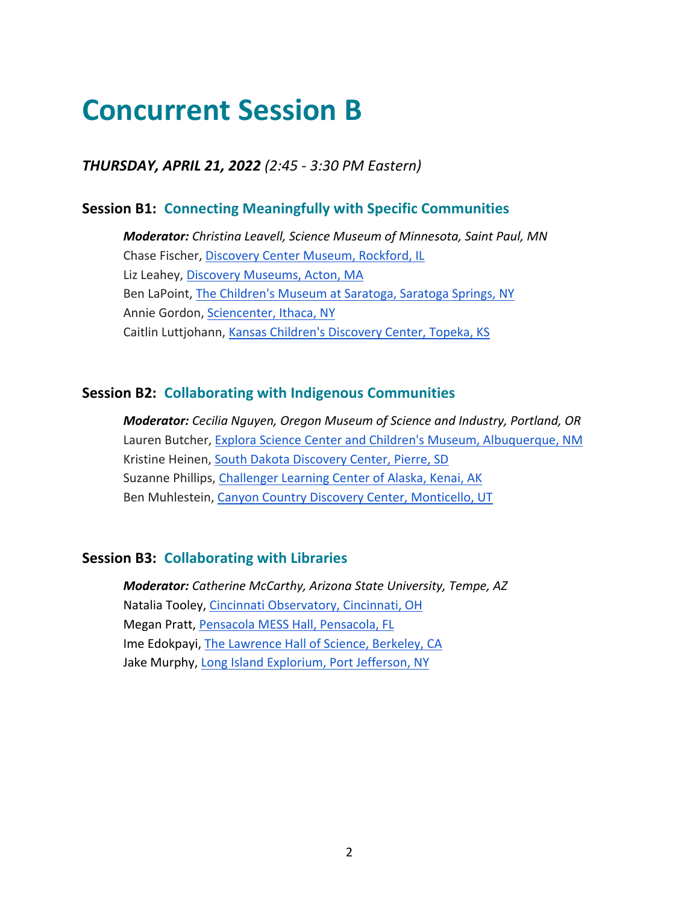# Concurrent Session B

***THURSDAY, APRIL 21, 2022*** *(2:45 - 3:30 PM Eastern)*

### Session B1: Connecting Meaningfully with Specific Communities

***Moderator:*** *Christina Leavell, Science Museum of Minnesota, Saint Paul, MN*
Chase Fischer, Discovery Center Museum, Rockford, IL
Liz Leahey, Discovery Museums, Acton, MA
Ben LaPoint, The Children's Museum at Saratoga, Saratoga Springs, NY
Annie Gordon, Sciencenter, Ithaca, NY
Caitlin Luttjohann, Kansas Children's Discovery Center, Topeka, KS

### Session B2: Collaborating with Indigenous Communities

***Moderator:*** *Cecilia Nguyen, Oregon Museum of Science and Industry, Portland, OR*
Lauren Butcher, Explora Science Center and Children's Museum, Albuquerque, NM
Kristine Heinen, South Dakota Discovery Center, Pierre, SD
Suzanne Phillips, Challenger Learning Center of Alaska, Kenai, AK
Ben Muhlestein, Canyon Country Discovery Center, Monticello, UT

### Session B3: Collaborating with Libraries

***Moderator:*** *Catherine McCarthy, Arizona State University, Tempe, AZ*
Natalia Tooley, Cincinnati Observatory, Cincinnati, OH
Megan Pratt, Pensacola MESS Hall, Pensacola, FL
Ime Edokpayi, The Lawrence Hall of Science, Berkeley, CA
Jake Murphy, Long Island Explorium, Port Jefferson, NY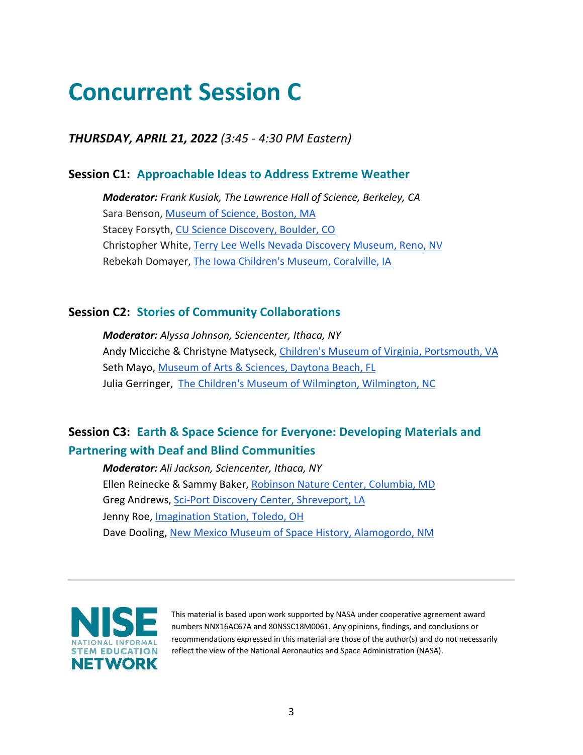# Concurrent Session C

***THURSDAY, APRIL 21, 2022*** *(3:45 - 4:30 PM Eastern)*

## Session C1: Approachable Ideas to Address Extreme Weather

***Moderator:*** *Frank Kusiak, The Lawrence Hall of Science, Berkeley, CA*
Sara Benson, Museum of Science, Boston, MA
Stacey Forsyth, CU Science Discovery, Boulder, CO
Christopher White, Terry Lee Wells Nevada Discovery Museum, Reno, NV
Rebekah Domayer, The Iowa Children's Museum, Coralville, IA

## Session C2: Stories of Community Collaborations

***Moderator:*** *Alyssa Johnson, Sciencenter, Ithaca, NY*
Andy Micciche & Christyne Matyseck, Children's Museum of Virginia, Portsmouth, VA
Seth Mayo, Museum of Arts & Sciences, Daytona Beach, FL
Julia Gerringer, The Children's Museum of Wilmington, Wilmington, NC

## Session C3: Earth & Space Science for Everyone: Developing Materials and Partnering with Deaf and Blind Communities

***Moderator:*** *Ali Jackson, Sciencenter, Ithaca, NY*
Ellen Reinecke & Sammy Baker, Robinson Nature Center, Columbia, MD
Greg Andrews, Sci-Port Discovery Center, Shreveport, LA
Jenny Roe, Imagination Station, Toledo, OH
Dave Dooling, New Mexico Museum of Space History, Alamogordo, NM

---

NISE NATIONAL INFORMAL STEM EDUCATION NETWORK

This material is based upon work supported by NASA under cooperative agreement award numbers NNX16AC67A and 80NSSC18M0061. Any opinions, findings, and conclusions or recommendations expressed in this material are those of the author(s) and do not necessarily reflect the view of the National Aeronautics and Space Administration (NASA).